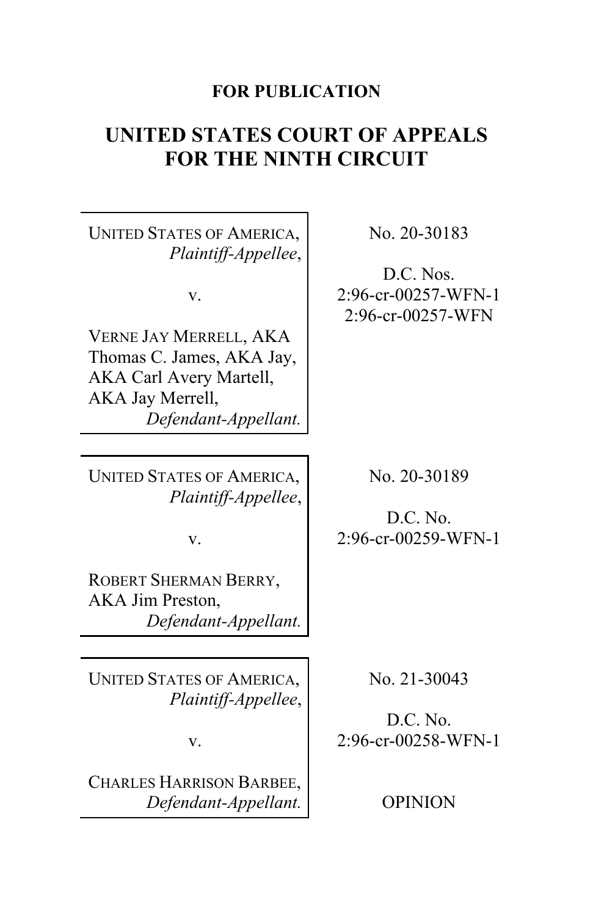**FOR PUBLICATION**

# UNITED STATES COURT OF APPEALS FOR THE NINTH CIRCUIT

| | |
|---|---|
| UNITED STATES OF AMERICA, *Plaintiff-Appellee*,<br><br>v.<br><br>VERNE JAY MERRELL, AKA Thomas C. James, AKA Jay, AKA Carl Avery Martell, AKA Jay Merrell, *Defendant-Appellant.* | No. 20-30183<br><br>D.C. Nos. 2:96-cr-00257-WFN-1 2:96-cr-00257-WFN |
| UNITED STATES OF AMERICA, *Plaintiff-Appellee*,<br><br>v.<br><br>ROBERT SHERMAN BERRY, AKA Jim Preston, *Defendant-Appellant.* | No. 20-30189<br><br>D.C. No. 2:96-cr-00259-WFN-1 |
| UNITED STATES OF AMERICA, *Plaintiff-Appellee*,<br><br>v.<br><br>CHARLES HARRISON BARBEE, *Defendant-Appellant.* | No. 21-30043<br><br>D.C. No. 2:96-cr-00258-WFN-1<br><br>OPINION |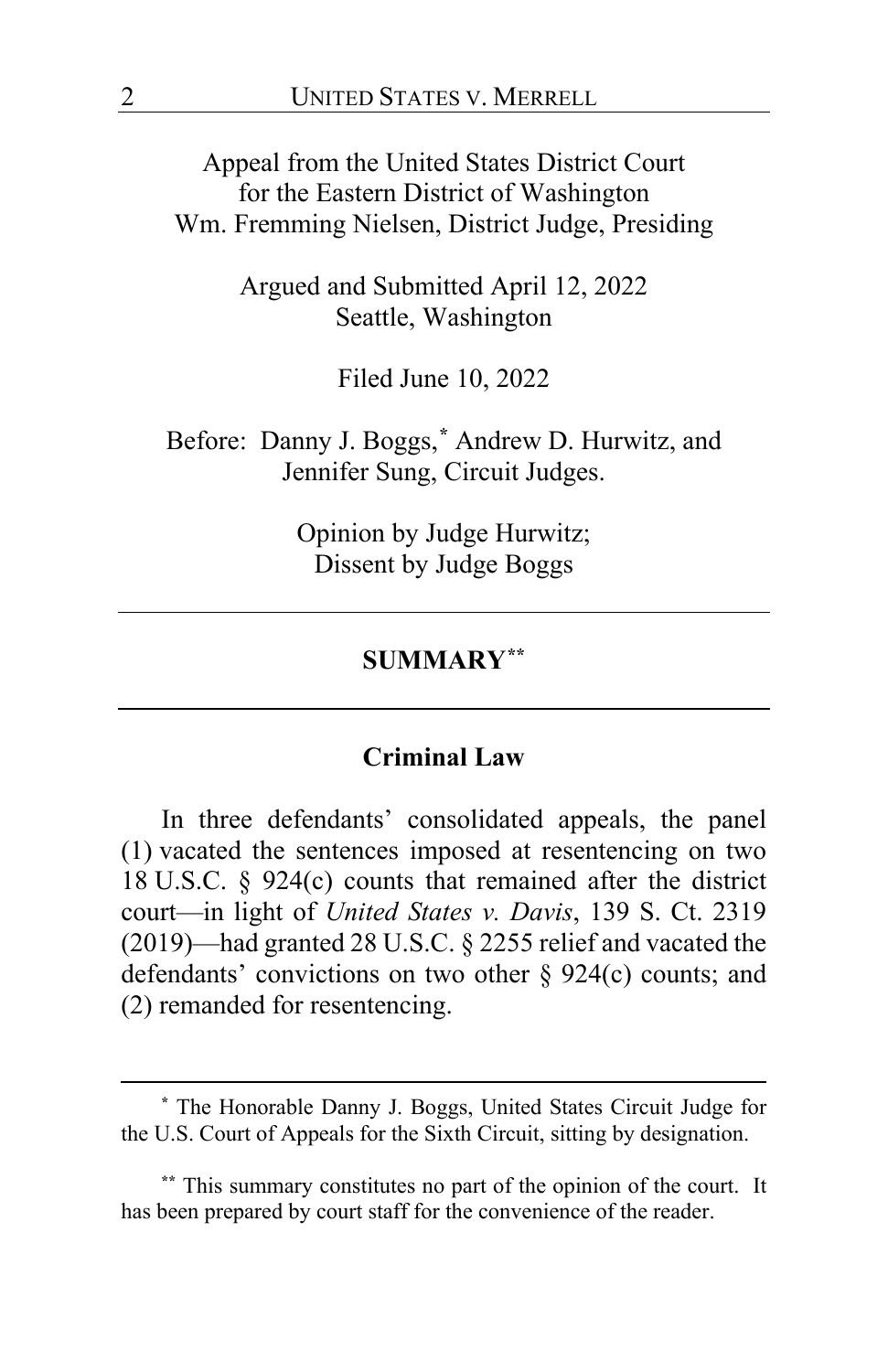Appeal from the United States District Court
for the Eastern District of Washington
Wm. Fremming Nielsen, District Judge, Presiding

Argued and Submitted April 12, 2022
Seattle, Washington

Filed June 10, 2022

Before: Danny J. Boggs,[*] Andrew D. Hurwitz, and Jennifer Sung, Circuit Judges.

Opinion by Judge Hurwitz;
Dissent by Judge Boggs

---

## SUMMARY[**]

---

### Criminal Law

In three defendants' consolidated appeals, the panel (1) vacated the sentences imposed at resentencing on two 18 U.S.C. § 924(c) counts that remained after the district court—in light of *United States v. Davis*, 139 S. Ct. 2319 (2019)—had granted 28 U.S.C. § 2255 relief and vacated the defendants' convictions on two other § 924(c) counts; and (2) remanded for resentencing.

---

[*] The Honorable Danny J. Boggs, United States Circuit Judge for the U.S. Court of Appeals for the Sixth Circuit, sitting by designation.

[**] This summary constitutes no part of the opinion of the court. It has been prepared by court staff for the convenience of the reader.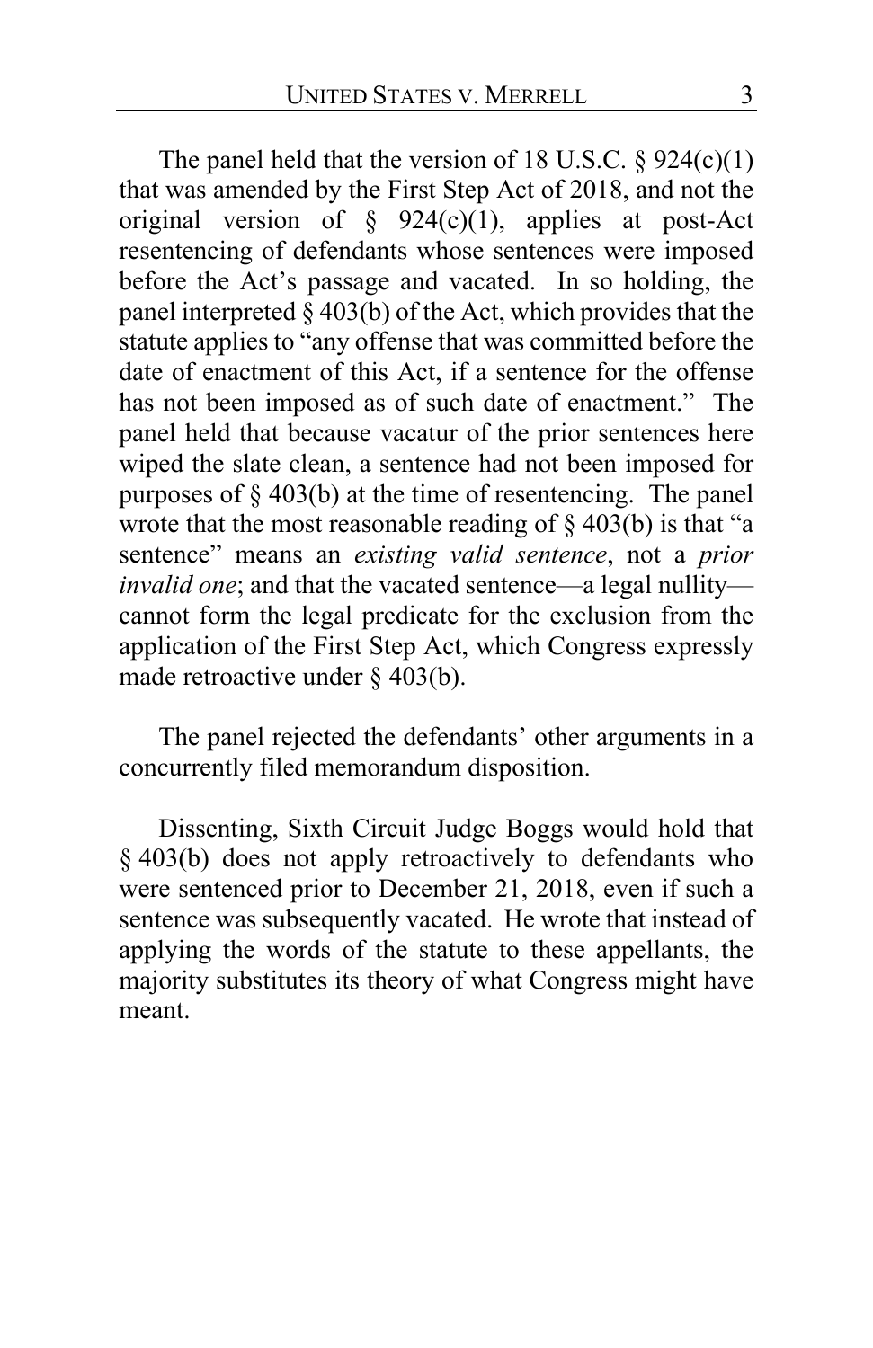The panel held that the version of 18 U.S.C. § 924(c)(1) that was amended by the First Step Act of 2018, and not the original version of § 924(c)(1), applies at post-Act resentencing of defendants whose sentences were imposed before the Act's passage and vacated. In so holding, the panel interpreted § 403(b) of the Act, which provides that the statute applies to "any offense that was committed before the date of enactment of this Act, if a sentence for the offense has not been imposed as of such date of enactment." The panel held that because vacatur of the prior sentences here wiped the slate clean, a sentence had not been imposed for purposes of § 403(b) at the time of resentencing. The panel wrote that the most reasonable reading of § 403(b) is that "a sentence" means an *existing valid sentence*, not a *prior invalid one*; and that the vacated sentence—a legal nullity—cannot form the legal predicate for the exclusion from the application of the First Step Act, which Congress expressly made retroactive under § 403(b).

The panel rejected the defendants' other arguments in a concurrently filed memorandum disposition.

Dissenting, Sixth Circuit Judge Boggs would hold that § 403(b) does not apply retroactively to defendants who were sentenced prior to December 21, 2018, even if such a sentence was subsequently vacated. He wrote that instead of applying the words of the statute to these appellants, the majority substitutes its theory of what Congress might have meant.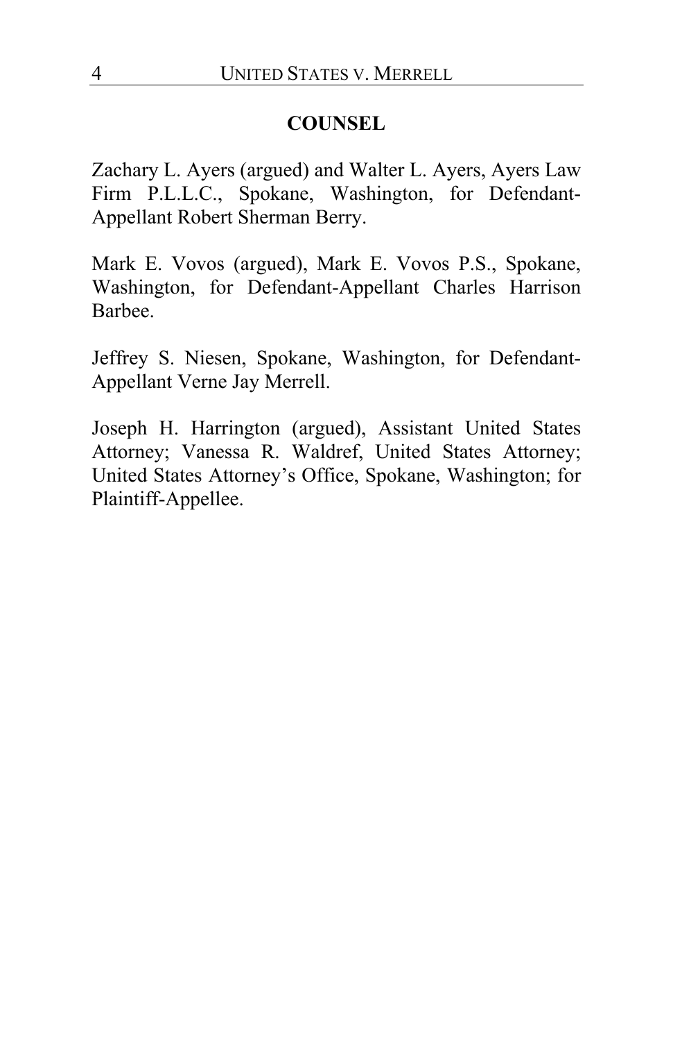## COUNSEL

Zachary L. Ayers (argued) and Walter L. Ayers, Ayers Law Firm P.L.L.C., Spokane, Washington, for Defendant-Appellant Robert Sherman Berry.

Mark E. Vovos (argued), Mark E. Vovos P.S., Spokane, Washington, for Defendant-Appellant Charles Harrison Barbee.

Jeffrey S. Niesen, Spokane, Washington, for Defendant-Appellant Verne Jay Merrell.

Joseph H. Harrington (argued), Assistant United States Attorney; Vanessa R. Waldref, United States Attorney; United States Attorney's Office, Spokane, Washington; for Plaintiff-Appellee.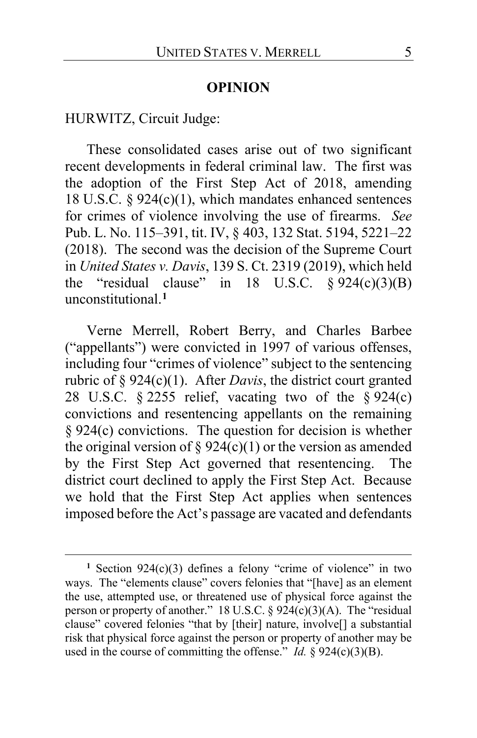## OPINION

HURWITZ, Circuit Judge:

These consolidated cases arise out of two significant recent developments in federal criminal law. The first was the adoption of the First Step Act of 2018, amending 18 U.S.C. § 924(c)(1), which mandates enhanced sentences for crimes of violence involving the use of firearms. *See* Pub. L. No. 115–391, tit. IV, § 403, 132 Stat. 5194, 5221–22 (2018). The second was the decision of the Supreme Court in *United States v. Davis*, 139 S. Ct. 2319 (2019), which held the "residual clause" in 18 U.S.C. § 924(c)(3)(B) unconstitutional.[1]

Verne Merrell, Robert Berry, and Charles Barbee ("appellants") were convicted in 1997 of various offenses, including four "crimes of violence" subject to the sentencing rubric of § 924(c)(1). After *Davis*, the district court granted 28 U.S.C. § 2255 relief, vacating two of the § 924(c) convictions and resentencing appellants on the remaining § 924(c) convictions. The question for decision is whether the original version of § 924(c)(1) or the version as amended by the First Step Act governed that resentencing. The district court declined to apply the First Step Act. Because we hold that the First Step Act applies when sentences imposed before the Act's passage are vacated and defendants

---

[1] Section 924(c)(3) defines a felony "crime of violence" in two ways. The "elements clause" covers felonies that "[have] as an element the use, attempted use, or threatened use of physical force against the person or property of another." 18 U.S.C. § 924(c)(3)(A). The "residual clause" covered felonies "that by [their] nature, involve[] a substantial risk that physical force against the person or property of another may be used in the course of committing the offense." *Id.* § 924(c)(3)(B).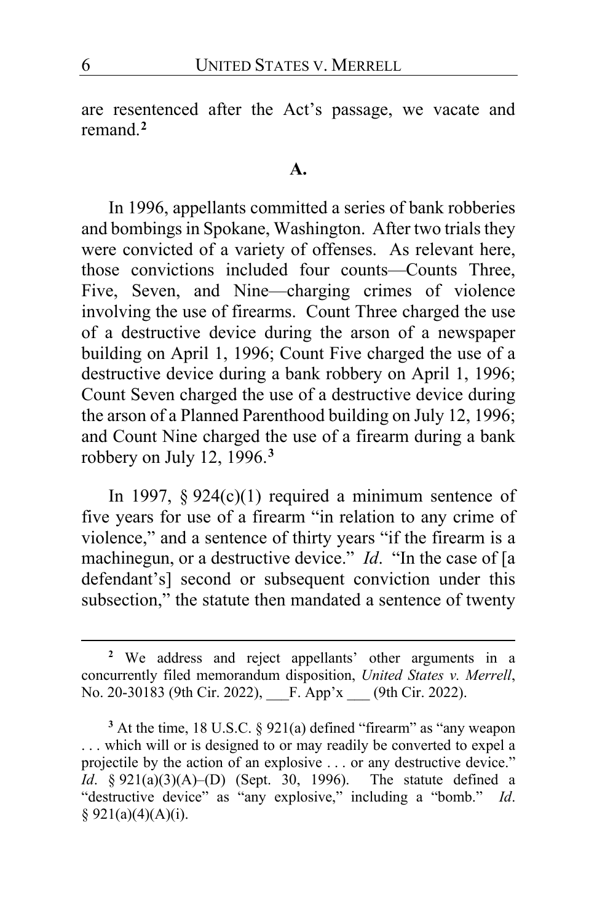are resentenced after the Act's passage, we vacate and remand.[2]

**A.**

In 1996, appellants committed a series of bank robberies and bombings in Spokane, Washington. After two trials they were convicted of a variety of offenses. As relevant here, those convictions included four counts—Counts Three, Five, Seven, and Nine—charging crimes of violence involving the use of firearms. Count Three charged the use of a destructive device during the arson of a newspaper building on April 1, 1996; Count Five charged the use of a destructive device during a bank robbery on April 1, 1996; Count Seven charged the use of a destructive device during the arson of a Planned Parenthood building on July 12, 1996; and Count Nine charged the use of a firearm during a bank robbery on July 12, 1996.[3]

In 1997, § 924(c)(1) required a minimum sentence of five years for use of a firearm "in relation to any crime of violence," and a sentence of thirty years "if the firearm is a machinegun, or a destructive device." *Id*. "In the case of [a defendant's] second or subsequent conviction under this subsection," the statute then mandated a sentence of twenty

---

[2] We address and reject appellants' other arguments in a concurrently filed memorandum disposition, *United States v. Merrell*, No. 20-30183 (9th Cir. 2022), ___F. App'x ___ (9th Cir. 2022).

[3] At the time, 18 U.S.C. § 921(a) defined "firearm" as "any weapon . . . which will or is designed to or may readily be converted to expel a projectile by the action of an explosive . . . or any destructive device." *Id*. § 921(a)(3)(A)–(D) (Sept. 30, 1996). The statute defined a "destructive device" as "any explosive," including a "bomb." *Id*. § 921(a)(4)(A)(i).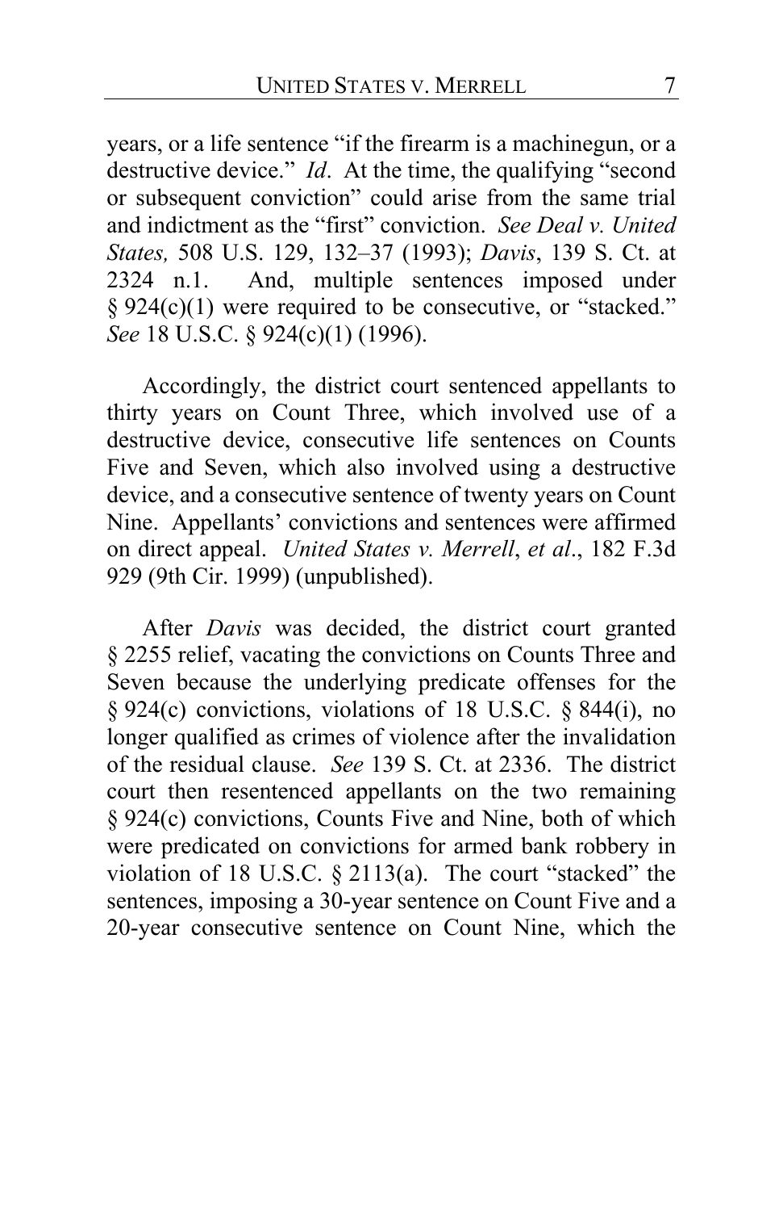years, or a life sentence "if the firearm is a machinegun, or a destructive device." *Id*. At the time, the qualifying "second or subsequent conviction" could arise from the same trial and indictment as the "first" conviction. *See Deal v. United States,* 508 U.S. 129, 132–37 (1993); *Davis*, 139 S. Ct. at 2324 n.1. And, multiple sentences imposed under § 924(c)(1) were required to be consecutive, or "stacked." *See* 18 U.S.C. § 924(c)(1) (1996).

Accordingly, the district court sentenced appellants to thirty years on Count Three, which involved use of a destructive device, consecutive life sentences on Counts Five and Seven, which also involved using a destructive device, and a consecutive sentence of twenty years on Count Nine. Appellants' convictions and sentences were affirmed on direct appeal. *United States v. Merrell*, *et al*., 182 F.3d 929 (9th Cir. 1999) (unpublished).

After *Davis* was decided, the district court granted § 2255 relief, vacating the convictions on Counts Three and Seven because the underlying predicate offenses for the § 924(c) convictions, violations of 18 U.S.C. § 844(i), no longer qualified as crimes of violence after the invalidation of the residual clause. *See* 139 S. Ct. at 2336. The district court then resentenced appellants on the two remaining § 924(c) convictions, Counts Five and Nine, both of which were predicated on convictions for armed bank robbery in violation of 18 U.S.C. § 2113(a). The court "stacked" the sentences, imposing a 30-year sentence on Count Five and a 20-year consecutive sentence on Count Nine, which the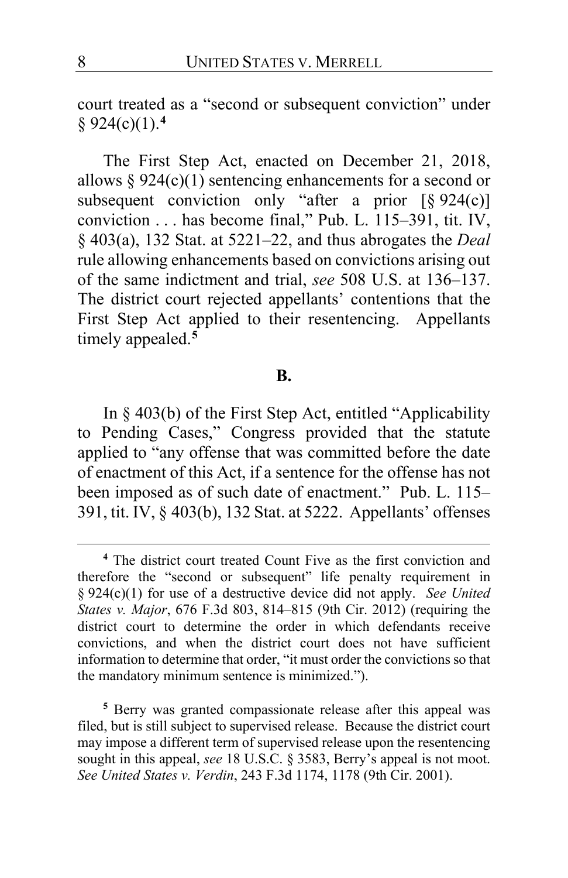court treated as a "second or subsequent conviction" under § 924(c)(1).[4]

The First Step Act, enacted on December 21, 2018, allows § 924(c)(1) sentencing enhancements for a second or subsequent conviction only "after a prior [§ 924(c)] conviction . . . has become final," Pub. L. 115–391, tit. IV, § 403(a), 132 Stat. at 5221–22, and thus abrogates the *Deal* rule allowing enhancements based on convictions arising out of the same indictment and trial, *see* 508 U.S. at 136–137. The district court rejected appellants' contentions that the First Step Act applied to their resentencing. Appellants timely appealed.[5]

**B.**

In § 403(b) of the First Step Act, entitled "Applicability to Pending Cases," Congress provided that the statute applied to "any offense that was committed before the date of enactment of this Act, if a sentence for the offense has not been imposed as of such date of enactment." Pub. L. 115–391, tit. IV, § 403(b), 132 Stat. at 5222. Appellants' offenses

---

[4] The district court treated Count Five as the first conviction and therefore the "second or subsequent" life penalty requirement in § 924(c)(1) for use of a destructive device did not apply. *See United States v. Major*, 676 F.3d 803, 814–815 (9th Cir. 2012) (requiring the district court to determine the order in which defendants receive convictions, and when the district court does not have sufficient information to determine that order, "it must order the convictions so that the mandatory minimum sentence is minimized.").

[5] Berry was granted compassionate release after this appeal was filed, but is still subject to supervised release. Because the district court may impose a different term of supervised release upon the resentencing sought in this appeal, *see* 18 U.S.C. § 3583, Berry's appeal is not moot. *See United States v. Verdin*, 243 F.3d 1174, 1178 (9th Cir. 2001).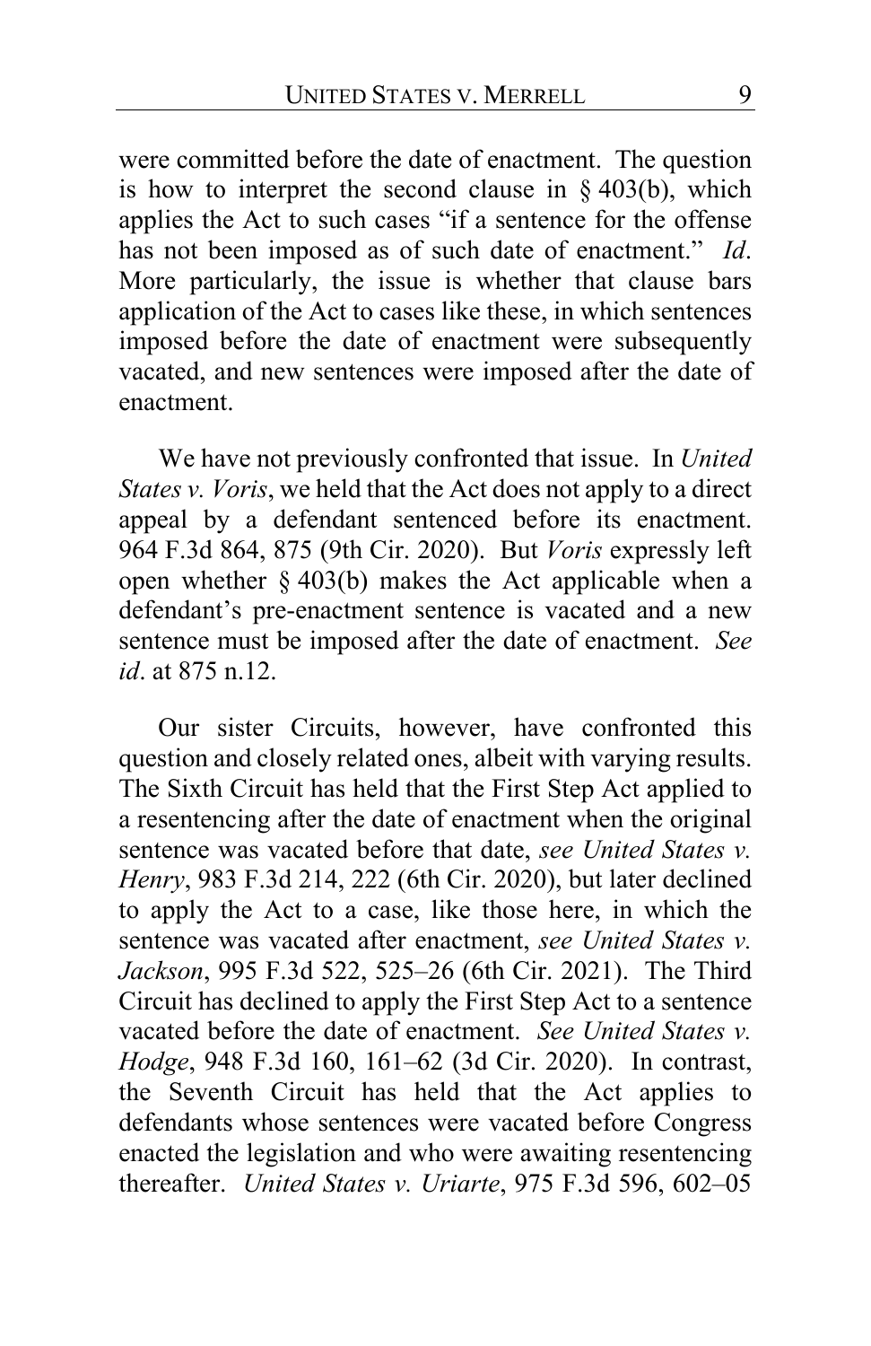were committed before the date of enactment. The question is how to interpret the second clause in § 403(b), which applies the Act to such cases "if a sentence for the offense has not been imposed as of such date of enactment." *Id*. More particularly, the issue is whether that clause bars application of the Act to cases like these, in which sentences imposed before the date of enactment were subsequently vacated, and new sentences were imposed after the date of enactment.

We have not previously confronted that issue. In *United States v. Voris*, we held that the Act does not apply to a direct appeal by a defendant sentenced before its enactment. 964 F.3d 864, 875 (9th Cir. 2020). But *Voris* expressly left open whether § 403(b) makes the Act applicable when a defendant's pre-enactment sentence is vacated and a new sentence must be imposed after the date of enactment. *See id*. at 875 n.12.

Our sister Circuits, however, have confronted this question and closely related ones, albeit with varying results. The Sixth Circuit has held that the First Step Act applied to a resentencing after the date of enactment when the original sentence was vacated before that date, *see United States v. Henry*, 983 F.3d 214, 222 (6th Cir. 2020), but later declined to apply the Act to a case, like those here, in which the sentence was vacated after enactment, *see United States v. Jackson*, 995 F.3d 522, 525–26 (6th Cir. 2021). The Third Circuit has declined to apply the First Step Act to a sentence vacated before the date of enactment. *See United States v. Hodge*, 948 F.3d 160, 161–62 (3d Cir. 2020). In contrast, the Seventh Circuit has held that the Act applies to defendants whose sentences were vacated before Congress enacted the legislation and who were awaiting resentencing thereafter. *United States v. Uriarte*, 975 F.3d 596, 602–05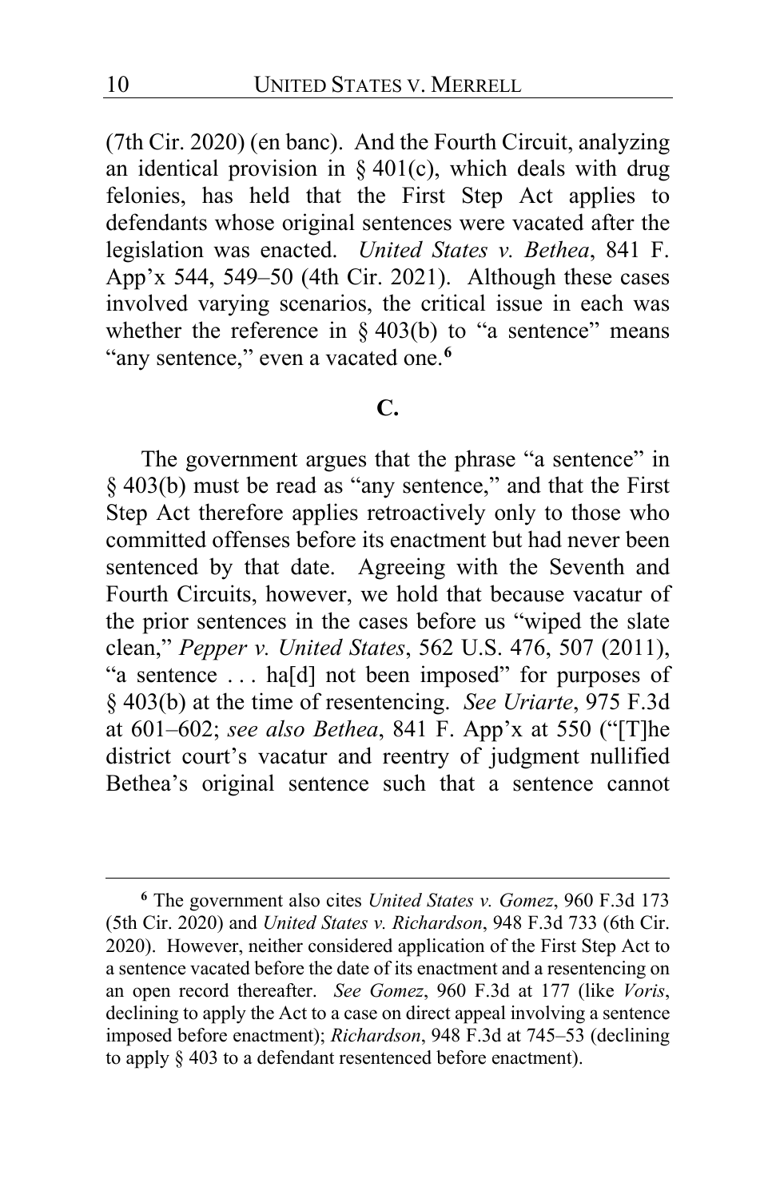(7th Cir. 2020) (en banc). And the Fourth Circuit, analyzing an identical provision in § 401(c), which deals with drug felonies, has held that the First Step Act applies to defendants whose original sentences were vacated after the legislation was enacted. *United States v. Bethea*, 841 F. App'x 544, 549–50 (4th Cir. 2021). Although these cases involved varying scenarios, the critical issue in each was whether the reference in § 403(b) to "a sentence" means "any sentence," even a vacated one.[6]

**C.**

The government argues that the phrase "a sentence" in § 403(b) must be read as "any sentence," and that the First Step Act therefore applies retroactively only to those who committed offenses before its enactment but had never been sentenced by that date. Agreeing with the Seventh and Fourth Circuits, however, we hold that because vacatur of the prior sentences in the cases before us "wiped the slate clean," *Pepper v. United States*, 562 U.S. 476, 507 (2011), "a sentence . . . ha[d] not been imposed" for purposes of § 403(b) at the time of resentencing. *See Uriarte*, 975 F.3d at 601–602; *see also Bethea*, 841 F. App'x at 550 ("[T]he district court's vacatur and reentry of judgment nullified Bethea's original sentence such that a sentence cannot

---

[6] The government also cites *United States v. Gomez*, 960 F.3d 173 (5th Cir. 2020) and *United States v. Richardson*, 948 F.3d 733 (6th Cir. 2020). However, neither considered application of the First Step Act to a sentence vacated before the date of its enactment and a resentencing on an open record thereafter. *See Gomez*, 960 F.3d at 177 (like *Voris*, declining to apply the Act to a case on direct appeal involving a sentence imposed before enactment); *Richardson*, 948 F.3d at 745–53 (declining to apply § 403 to a defendant resentenced before enactment).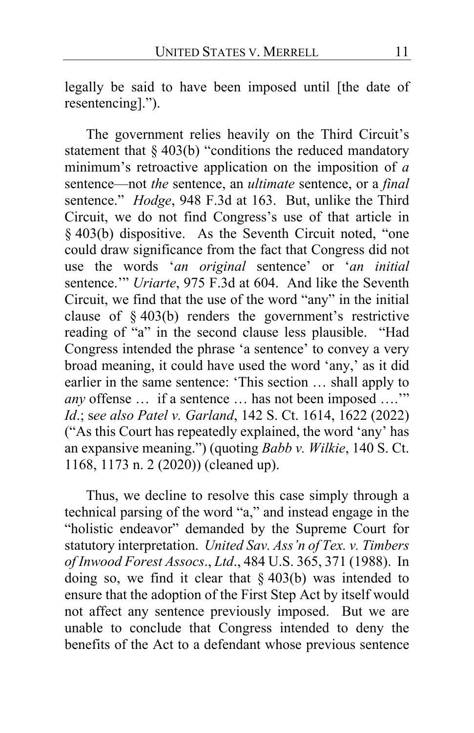legally be said to have been imposed until [the date of resentencing].").

The government relies heavily on the Third Circuit's statement that § 403(b) "conditions the reduced mandatory minimum's retroactive application on the imposition of *a* sentence—not *the* sentence, an *ultimate* sentence, or a *final* sentence." *Hodge*, 948 F.3d at 163. But, unlike the Third Circuit, we do not find Congress's use of that article in § 403(b) dispositive. As the Seventh Circuit noted, "one could draw significance from the fact that Congress did not use the words '*an original* sentence' or '*an initial* sentence.'" *Uriarte*, 975 F.3d at 604. And like the Seventh Circuit, we find that the use of the word "any" in the initial clause of § 403(b) renders the government's restrictive reading of "a" in the second clause less plausible. "Had Congress intended the phrase 'a sentence' to convey a very broad meaning, it could have used the word 'any,' as it did earlier in the same sentence: 'This section … shall apply to *any* offense … if a sentence … has not been imposed ….'" *Id*.; s*ee also Patel v. Garland*, 142 S. Ct. 1614, 1622 (2022) ("As this Court has repeatedly explained, the word 'any' has an expansive meaning.") (quoting *Babb v. Wilkie*, 140 S. Ct. 1168, 1173 n. 2 (2020)) (cleaned up).

Thus, we decline to resolve this case simply through a technical parsing of the word "a," and instead engage in the "holistic endeavor" demanded by the Supreme Court for statutory interpretation. *United Sav. Ass'n of Tex. v. Timbers of Inwood Forest Assocs*., *Ltd*., 484 U.S. 365, 371 (1988). In doing so, we find it clear that § 403(b) was intended to ensure that the adoption of the First Step Act by itself would not affect any sentence previously imposed. But we are unable to conclude that Congress intended to deny the benefits of the Act to a defendant whose previous sentence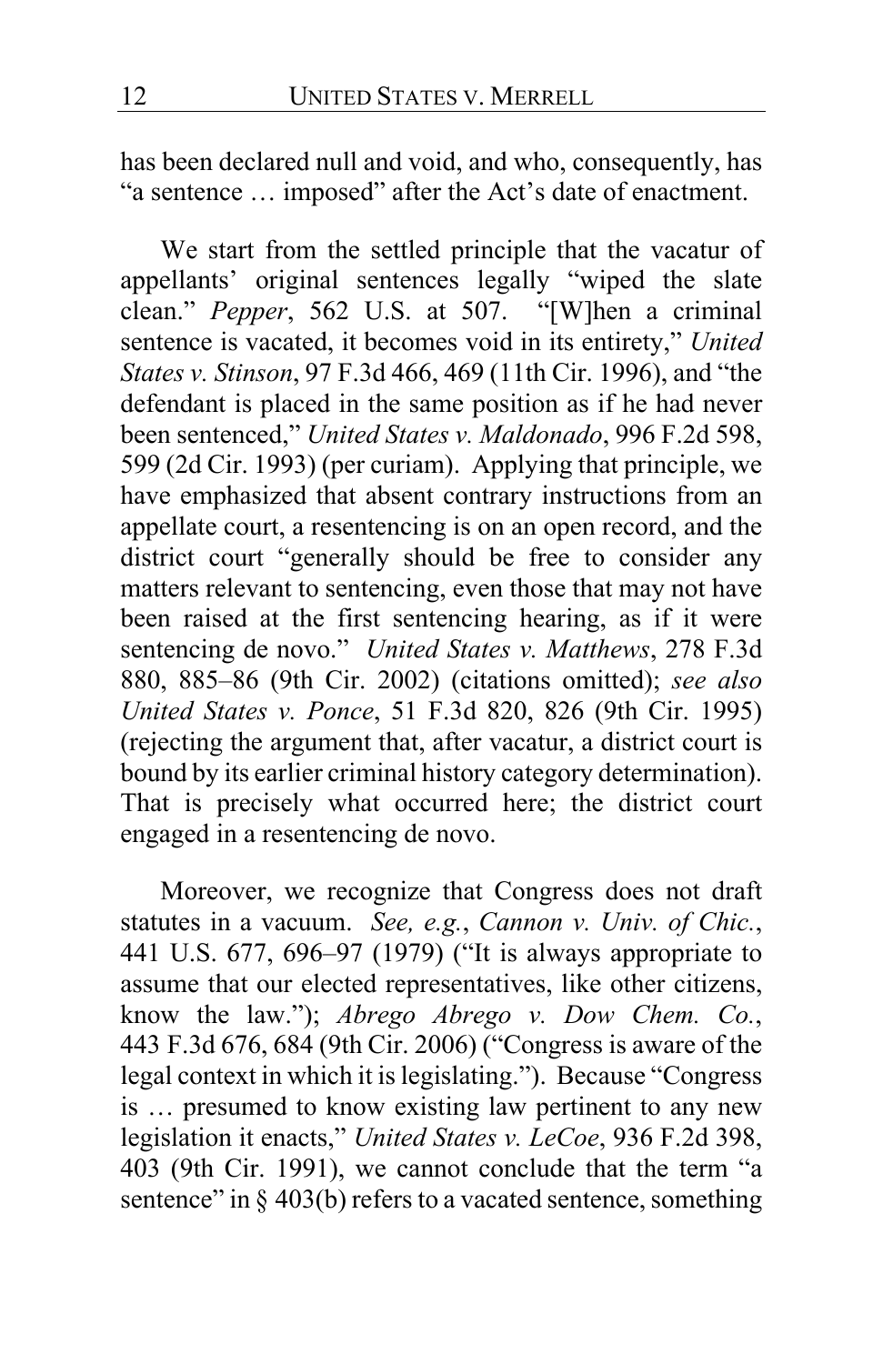has been declared null and void, and who, consequently, has "a sentence … imposed" after the Act's date of enactment.

We start from the settled principle that the vacatur of appellants' original sentences legally "wiped the slate clean." *Pepper*, 562 U.S. at 507. "[W]hen a criminal sentence is vacated, it becomes void in its entirety," *United States v. Stinson*, 97 F.3d 466, 469 (11th Cir. 1996), and "the defendant is placed in the same position as if he had never been sentenced," *United States v. Maldonado*, 996 F.2d 598, 599 (2d Cir. 1993) (per curiam). Applying that principle, we have emphasized that absent contrary instructions from an appellate court, a resentencing is on an open record, and the district court "generally should be free to consider any matters relevant to sentencing, even those that may not have been raised at the first sentencing hearing, as if it were sentencing de novo." *United States v. Matthews*, 278 F.3d 880, 885–86 (9th Cir. 2002) (citations omitted); *see also United States v. Ponce*, 51 F.3d 820, 826 (9th Cir. 1995) (rejecting the argument that, after vacatur, a district court is bound by its earlier criminal history category determination). That is precisely what occurred here; the district court engaged in a resentencing de novo.

Moreover, we recognize that Congress does not draft statutes in a vacuum. *See, e.g.*, *Cannon v. Univ. of Chic.*, 441 U.S. 677, 696–97 (1979) ("It is always appropriate to assume that our elected representatives, like other citizens, know the law."); *Abrego Abrego v. Dow Chem. Co.*, 443 F.3d 676, 684 (9th Cir. 2006) ("Congress is aware of the legal context in which it is legislating."). Because "Congress is … presumed to know existing law pertinent to any new legislation it enacts," *United States v. LeCoe*, 936 F.2d 398, 403 (9th Cir. 1991), we cannot conclude that the term "a sentence" in § 403(b) refers to a vacated sentence, something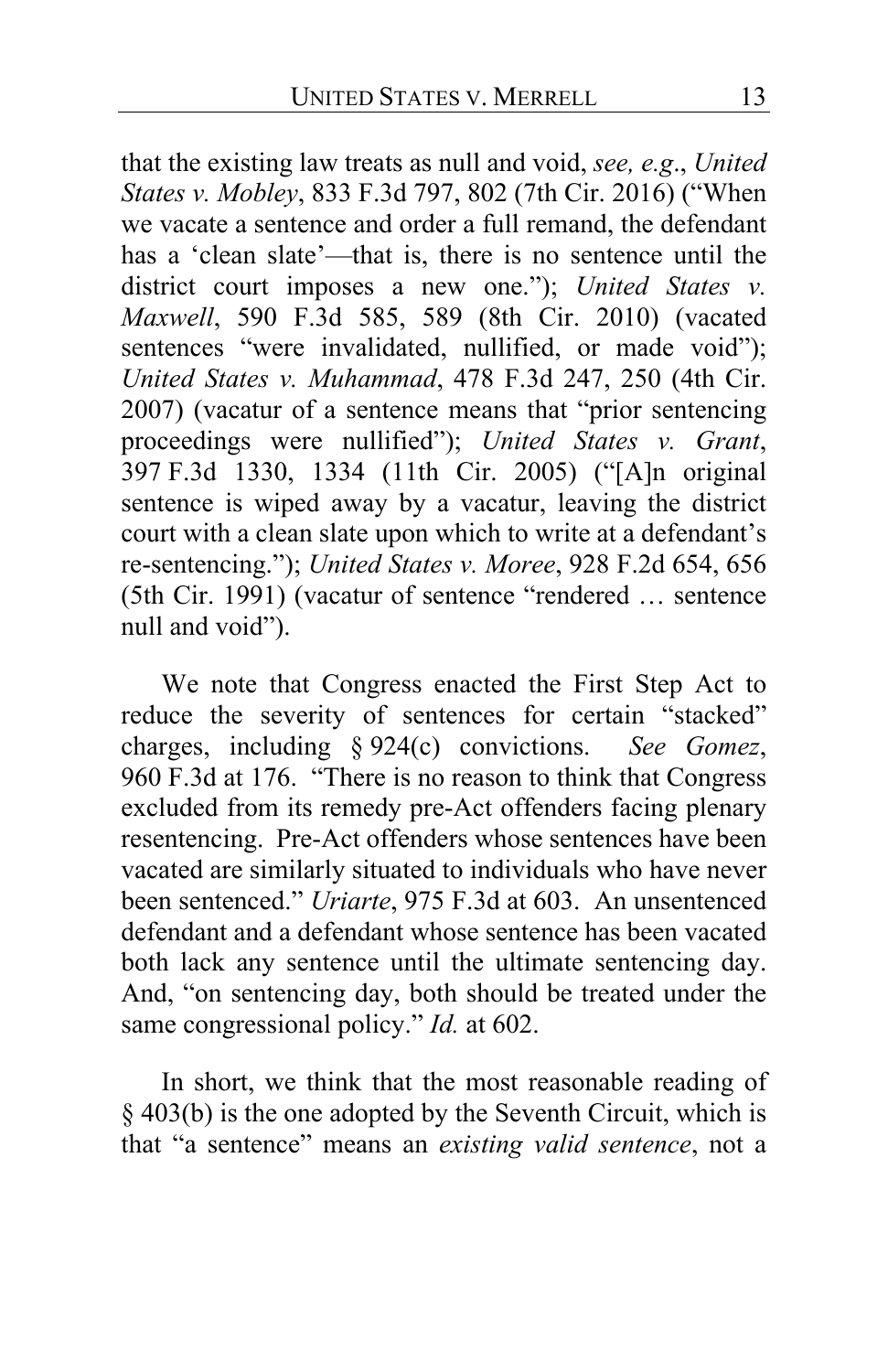that the existing law treats as null and void, *see, e.g.*, *United States v. Mobley*, 833 F.3d 797, 802 (7th Cir. 2016) ("When we vacate a sentence and order a full remand, the defendant has a 'clean slate'—that is, there is no sentence until the district court imposes a new one."); *United States v. Maxwell*, 590 F.3d 585, 589 (8th Cir. 2010) (vacated sentences "were invalidated, nullified, or made void"); *United States v. Muhammad*, 478 F.3d 247, 250 (4th Cir. 2007) (vacatur of a sentence means that "prior sentencing proceedings were nullified"); *United States v. Grant*, 397 F.3d 1330, 1334 (11th Cir. 2005) ("[A]n original sentence is wiped away by a vacatur, leaving the district court with a clean slate upon which to write at a defendant's re-sentencing."); *United States v. Moree*, 928 F.2d 654, 656 (5th Cir. 1991) (vacatur of sentence "rendered … sentence null and void").

We note that Congress enacted the First Step Act to reduce the severity of sentences for certain "stacked" charges, including § 924(c) convictions. *See Gomez*, 960 F.3d at 176. "There is no reason to think that Congress excluded from its remedy pre-Act offenders facing plenary resentencing. Pre-Act offenders whose sentences have been vacated are similarly situated to individuals who have never been sentenced." *Uriarte*, 975 F.3d at 603. An unsentenced defendant and a defendant whose sentence has been vacated both lack any sentence until the ultimate sentencing day. And, "on sentencing day, both should be treated under the same congressional policy." *Id.* at 602.

In short, we think that the most reasonable reading of § 403(b) is the one adopted by the Seventh Circuit, which is that "a sentence" means an *existing valid sentence*, not a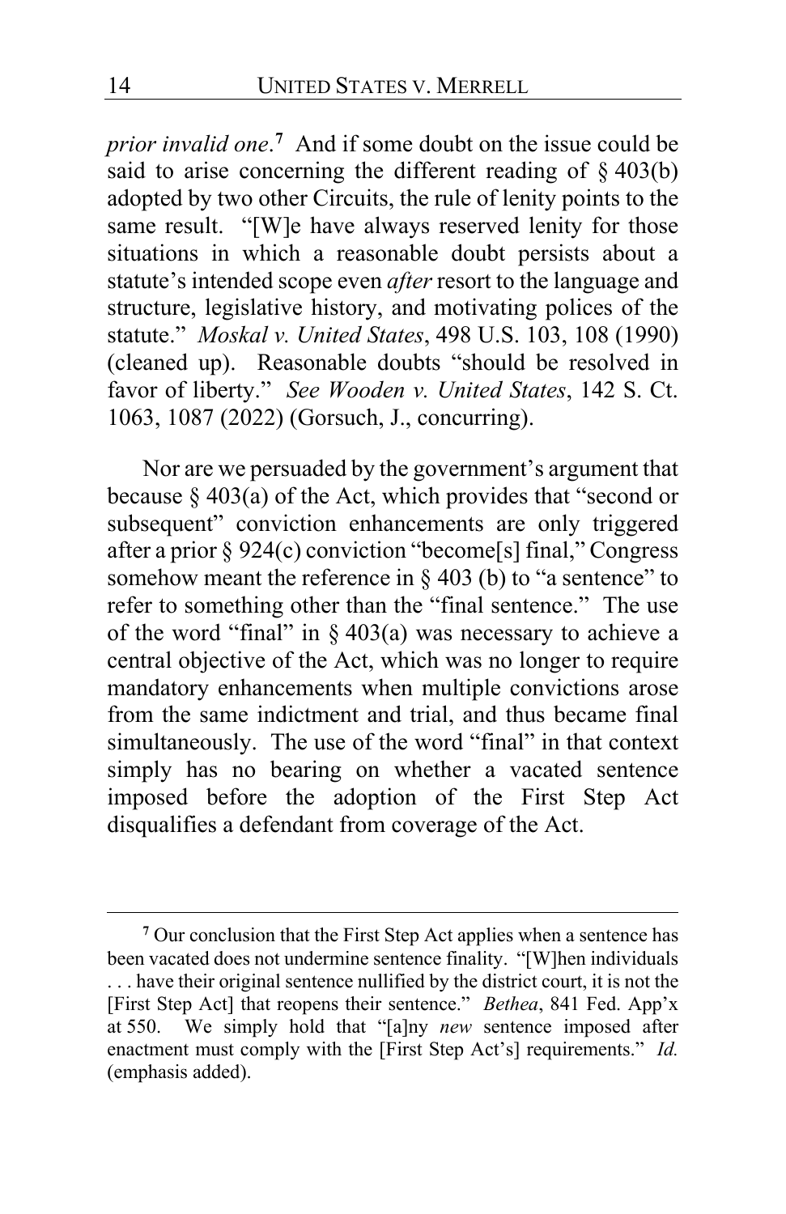*prior invalid one*.[7] And if some doubt on the issue could be said to arise concerning the different reading of § 403(b) adopted by two other Circuits, the rule of lenity points to the same result. "[W]e have always reserved lenity for those situations in which a reasonable doubt persists about a statute's intended scope even *after* resort to the language and structure, legislative history, and motivating polices of the statute." *Moskal v. United States*, 498 U.S. 103, 108 (1990) (cleaned up). Reasonable doubts "should be resolved in favor of liberty." *See Wooden v. United States*, 142 S. Ct. 1063, 1087 (2022) (Gorsuch, J., concurring).

Nor are we persuaded by the government's argument that because § 403(a) of the Act, which provides that "second or subsequent" conviction enhancements are only triggered after a prior § 924(c) conviction "become[s] final," Congress somehow meant the reference in § 403 (b) to "a sentence" to refer to something other than the "final sentence." The use of the word "final" in § 403(a) was necessary to achieve a central objective of the Act, which was no longer to require mandatory enhancements when multiple convictions arose from the same indictment and trial, and thus became final simultaneously. The use of the word "final" in that context simply has no bearing on whether a vacated sentence imposed before the adoption of the First Step Act disqualifies a defendant from coverage of the Act.

---

[7] Our conclusion that the First Step Act applies when a sentence has been vacated does not undermine sentence finality. "[W]hen individuals . . . have their original sentence nullified by the district court, it is not the [First Step Act] that reopens their sentence." *Bethea*, 841 Fed. App'x at 550. We simply hold that "[a]ny *new* sentence imposed after enactment must comply with the [First Step Act's] requirements." *Id.* (emphasis added).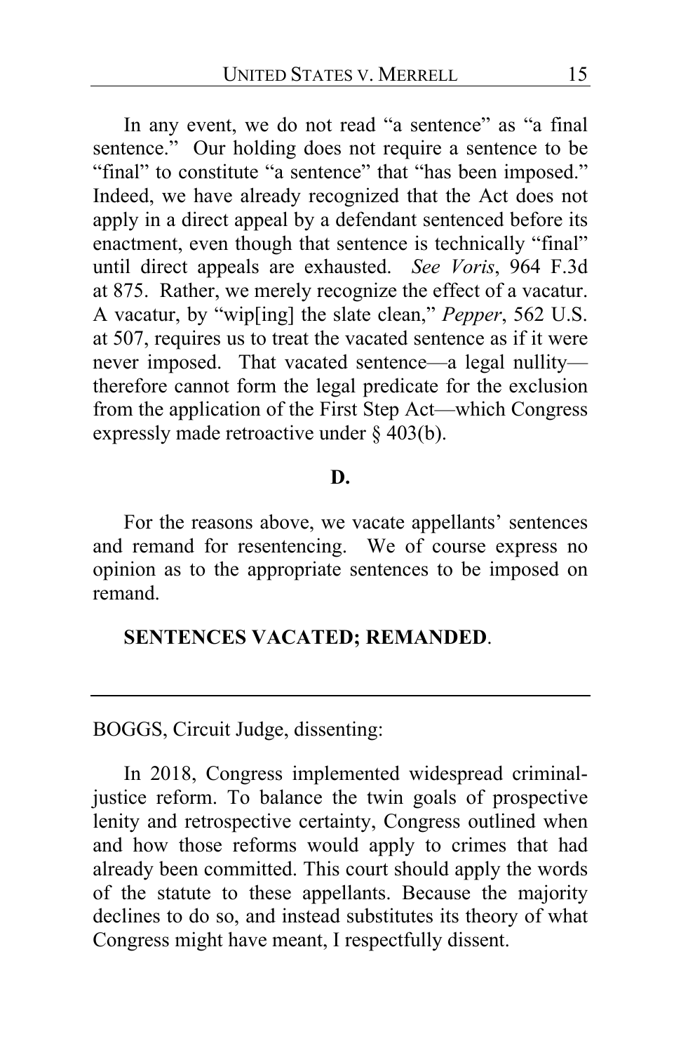In any event, we do not read "a sentence" as "a final sentence." Our holding does not require a sentence to be "final" to constitute "a sentence" that "has been imposed." Indeed, we have already recognized that the Act does not apply in a direct appeal by a defendant sentenced before its enactment, even though that sentence is technically "final" until direct appeals are exhausted. *See Voris*, 964 F.3d at 875. Rather, we merely recognize the effect of a vacatur. A vacatur, by "wip[ing] the slate clean," *Pepper*, 562 U.S. at 507, requires us to treat the vacated sentence as if it were never imposed. That vacated sentence—a legal nullity—therefore cannot form the legal predicate for the exclusion from the application of the First Step Act—which Congress expressly made retroactive under § 403(b).

**D.**

For the reasons above, we vacate appellants' sentences and remand for resentencing. We of course express no opinion as to the appropriate sentences to be imposed on remand.

**SENTENCES VACATED; REMANDED**.

---

BOGGS, Circuit Judge, dissenting:

In 2018, Congress implemented widespread criminal-justice reform. To balance the twin goals of prospective lenity and retrospective certainty, Congress outlined when and how those reforms would apply to crimes that had already been committed. This court should apply the words of the statute to these appellants. Because the majority declines to do so, and instead substitutes its theory of what Congress might have meant, I respectfully dissent.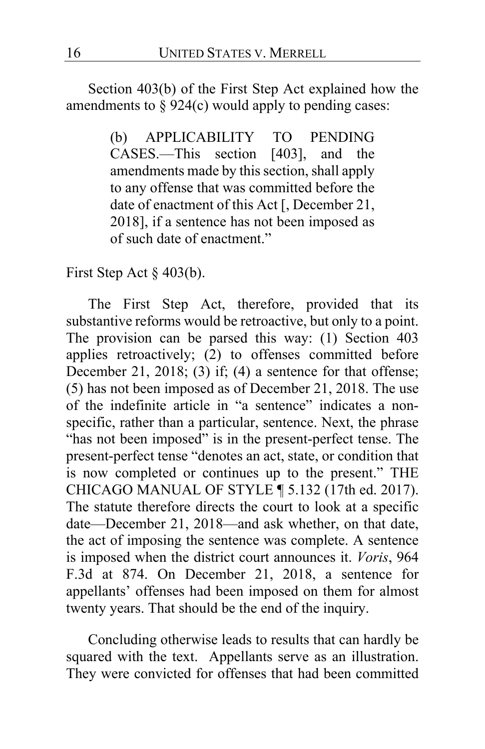Section 403(b) of the First Step Act explained how the amendments to § 924(c) would apply to pending cases:

> (b) APPLICABILITY TO PENDING CASES.—This section [403], and the amendments made by this section, shall apply to any offense that was committed before the date of enactment of this Act [, December 21, 2018], if a sentence has not been imposed as of such date of enactment."

First Step Act § 403(b).

The First Step Act, therefore, provided that its substantive reforms would be retroactive, but only to a point. The provision can be parsed this way: (1) Section 403 applies retroactively; (2) to offenses committed before December 21, 2018; (3) if; (4) a sentence for that offense; (5) has not been imposed as of December 21, 2018. The use of the indefinite article in "a sentence" indicates a non-specific, rather than a particular, sentence. Next, the phrase "has not been imposed" is in the present-perfect tense. The present-perfect tense "denotes an act, state, or condition that is now completed or continues up to the present." THE CHICAGO MANUAL OF STYLE ¶ 5.132 (17th ed. 2017). The statute therefore directs the court to look at a specific date—December 21, 2018—and ask whether, on that date, the act of imposing the sentence was complete. A sentence is imposed when the district court announces it. *Voris*, 964 F.3d at 874. On December 21, 2018, a sentence for appellants' offenses had been imposed on them for almost twenty years. That should be the end of the inquiry.

Concluding otherwise leads to results that can hardly be squared with the text. Appellants serve as an illustration. They were convicted for offenses that had been committed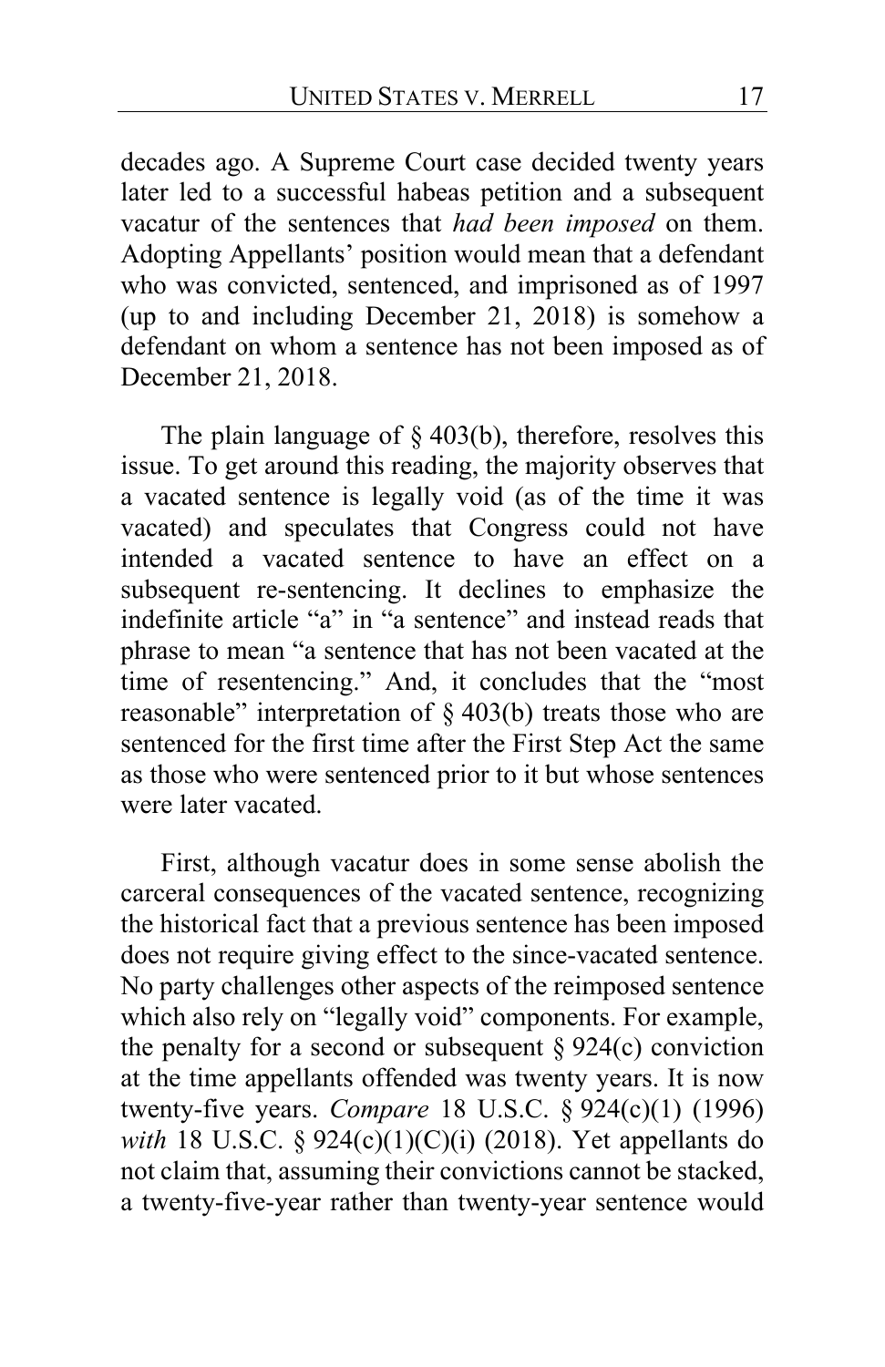decades ago. A Supreme Court case decided twenty years later led to a successful habeas petition and a subsequent vacatur of the sentences that *had been imposed* on them. Adopting Appellants' position would mean that a defendant who was convicted, sentenced, and imprisoned as of 1997 (up to and including December 21, 2018) is somehow a defendant on whom a sentence has not been imposed as of December 21, 2018.

The plain language of § 403(b), therefore, resolves this issue. To get around this reading, the majority observes that a vacated sentence is legally void (as of the time it was vacated) and speculates that Congress could not have intended a vacated sentence to have an effect on a subsequent re-sentencing. It declines to emphasize the indefinite article "a" in "a sentence" and instead reads that phrase to mean "a sentence that has not been vacated at the time of resentencing." And, it concludes that the "most reasonable" interpretation of § 403(b) treats those who are sentenced for the first time after the First Step Act the same as those who were sentenced prior to it but whose sentences were later vacated.

First, although vacatur does in some sense abolish the carceral consequences of the vacated sentence, recognizing the historical fact that a previous sentence has been imposed does not require giving effect to the since-vacated sentence. No party challenges other aspects of the reimposed sentence which also rely on "legally void" components. For example, the penalty for a second or subsequent § 924(c) conviction at the time appellants offended was twenty years. It is now twenty-five years. *Compare* 18 U.S.C. § 924(c)(1) (1996) *with* 18 U.S.C. § 924(c)(1)(C)(i) (2018). Yet appellants do not claim that, assuming their convictions cannot be stacked, a twenty-five-year rather than twenty-year sentence would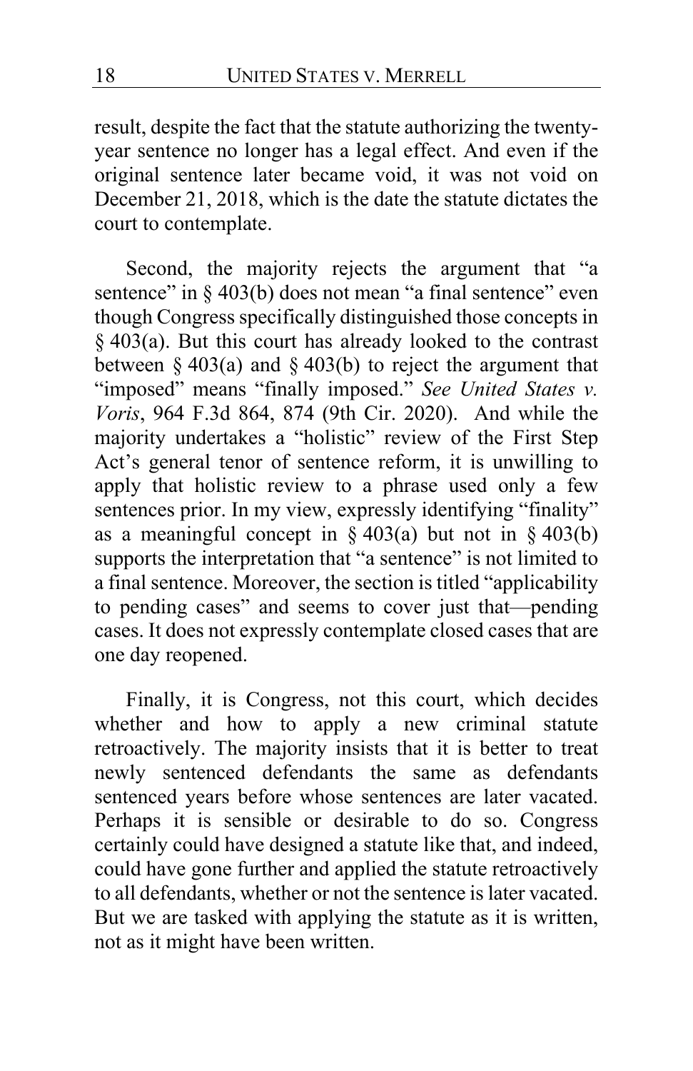result, despite the fact that the statute authorizing the twenty-year sentence no longer has a legal effect. And even if the original sentence later became void, it was not void on December 21, 2018, which is the date the statute dictates the court to contemplate.

Second, the majority rejects the argument that "a sentence" in § 403(b) does not mean "a final sentence" even though Congress specifically distinguished those concepts in § 403(a). But this court has already looked to the contrast between § 403(a) and § 403(b) to reject the argument that "imposed" means "finally imposed." *See United States v. Voris*, 964 F.3d 864, 874 (9th Cir. 2020). And while the majority undertakes a "holistic" review of the First Step Act's general tenor of sentence reform, it is unwilling to apply that holistic review to a phrase used only a few sentences prior. In my view, expressly identifying "finality" as a meaningful concept in § 403(a) but not in § 403(b) supports the interpretation that "a sentence" is not limited to a final sentence. Moreover, the section is titled "applicability to pending cases" and seems to cover just that—pending cases. It does not expressly contemplate closed cases that are one day reopened.

Finally, it is Congress, not this court, which decides whether and how to apply a new criminal statute retroactively. The majority insists that it is better to treat newly sentenced defendants the same as defendants sentenced years before whose sentences are later vacated. Perhaps it is sensible or desirable to do so. Congress certainly could have designed a statute like that, and indeed, could have gone further and applied the statute retroactively to all defendants, whether or not the sentence is later vacated. But we are tasked with applying the statute as it is written, not as it might have been written.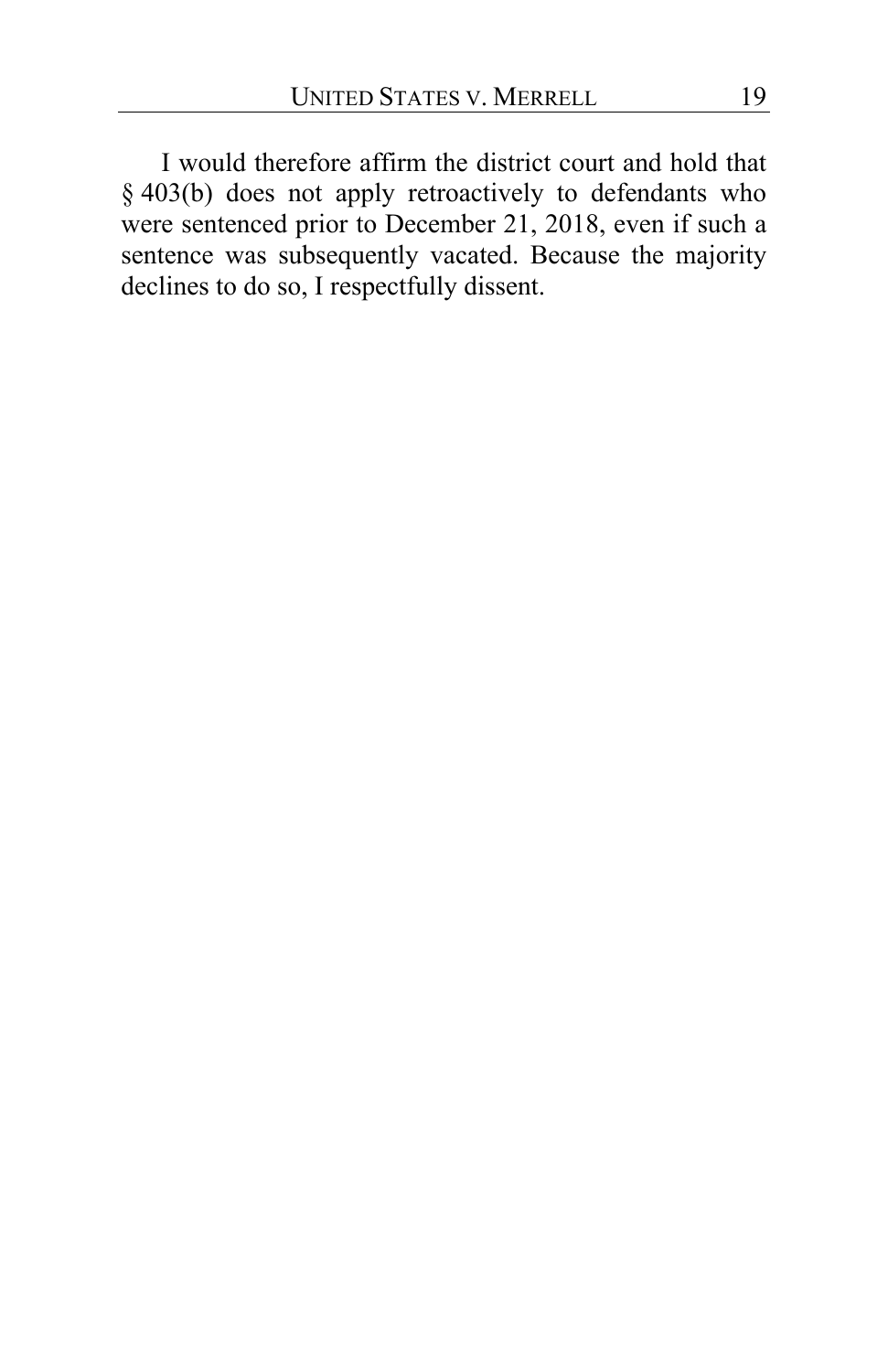I would therefore affirm the district court and hold that § 403(b) does not apply retroactively to defendants who were sentenced prior to December 21, 2018, even if such a sentence was subsequently vacated. Because the majority declines to do so, I respectfully dissent.